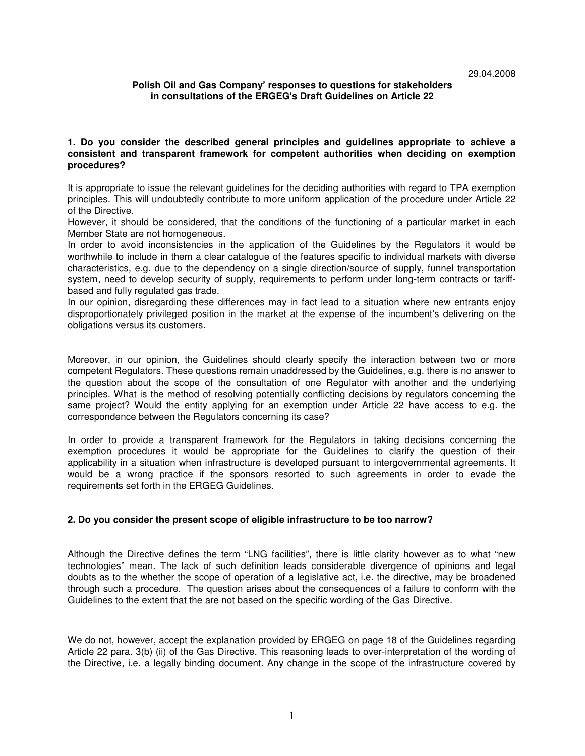29.04.2008

**Polish Oil and Gas Company' responses to questions for stakeholders in consultations of the ERGEG's Draft Guidelines on Article 22**

**1. Do you consider the described general principles and guidelines appropriate to achieve a consistent and transparent framework for competent authorities when deciding on exemption procedures?**

It is appropriate to issue the relevant guidelines for the deciding authorities with regard to TPA exemption principles. This will undoubtedly contribute to more uniform application of the procedure under Article 22 of the Directive.

However, it should be considered, that the conditions of the functioning of a particular market in each Member State are not homogeneous.

In order to avoid inconsistencies in the application of the Guidelines by the Regulators it would be worthwhile to include in them a clear catalogue of the features specific to individual markets with diverse characteristics, e.g. due to the dependency on a single direction/source of supply, funnel transportation system, need to develop security of supply, requirements to perform under long-term contracts or tariff-based and fully regulated gas trade.

In our opinion, disregarding these differences may in fact lead to a situation where new entrants enjoy disproportionately privileged position in the market at the expense of the incumbent's delivering on the obligations versus its customers.

Moreover, in our opinion, the Guidelines should clearly specify the interaction between two or more competent Regulators. These questions remain unaddressed by the Guidelines, e.g. there is no answer to the question about the scope of the consultation of one Regulator with another and the underlying principles. What is the method of resolving potentially conflicting decisions by regulators concerning the same project? Would the entity applying for an exemption under Article 22 have access to e.g. the correspondence between the Regulators concerning its case?

In order to provide a transparent framework for the Regulators in taking decisions concerning the exemption procedures it would be appropriate for the Guidelines to clarify the question of their applicability in a situation when infrastructure is developed pursuant to intergovernmental agreements. It would be a wrong practice if the sponsors resorted to such agreements in order to evade the requirements set forth in the ERGEG Guidelines.

**2. Do you consider the present scope of eligible infrastructure to be too narrow?**

Although the Directive defines the term "LNG facilities", there is little clarity however as to what "new technologies" mean. The lack of such definition leads considerable divergence of opinions and legal doubts as to the whether the scope of operation of a legislative act, i.e. the directive, may be broadened through such a procedure. The question arises about the consequences of a failure to conform with the Guidelines to the extent that the are not based on the specific wording of the Gas Directive.

We do not, however, accept the explanation provided by ERGEG on page 18 of the Guidelines regarding Article 22 para. 3(b) (ii) of the Gas Directive. This reasoning leads to over-interpretation of the wording of the Directive, i.e. a legally binding document. Any change in the scope of the infrastructure covered by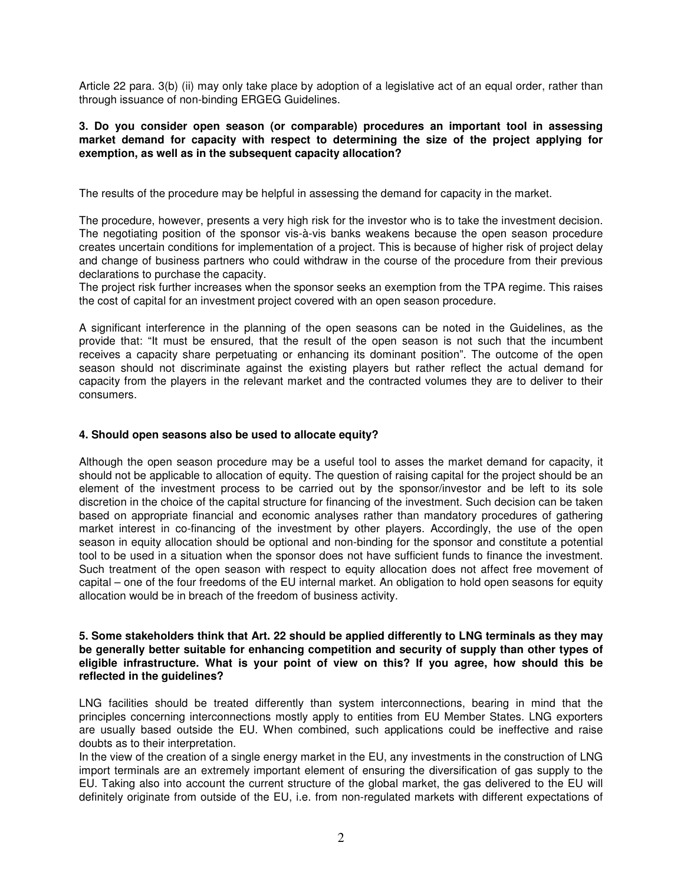Article 22 para. 3(b) (ii) may only take place by adoption of a legislative act of an equal order, rather than through issuance of non-binding ERGEG Guidelines.

**3. Do you consider open season (or comparable) procedures an important tool in assessing market demand for capacity with respect to determining the size of the project applying for exemption, as well as in the subsequent capacity allocation?**

The results of the procedure may be helpful in assessing the demand for capacity in the market.

The procedure, however, presents a very high risk for the investor who is to take the investment decision. The negotiating position of the sponsor vis-à-vis banks weakens because the open season procedure creates uncertain conditions for implementation of a project. This is because of higher risk of project delay and change of business partners who could withdraw in the course of the procedure from their previous declarations to purchase the capacity.
The project risk further increases when the sponsor seeks an exemption from the TPA regime. This raises the cost of capital for an investment project covered with an open season procedure.

A significant interference in the planning of the open seasons can be noted in the Guidelines, as the provide that: "It must be ensured, that the result of the open season is not such that the incumbent receives a capacity share perpetuating or enhancing its dominant position". The outcome of the open season should not discriminate against the existing players but rather reflect the actual demand for capacity from the players in the relevant market and the contracted volumes they are to deliver to their consumers.

**4. Should open seasons also be used to allocate equity?**

Although the open season procedure may be a useful tool to asses the market demand for capacity, it should not be applicable to allocation of equity. The question of raising capital for the project should be an element of the investment process to be carried out by the sponsor/investor and be left to its sole discretion in the choice of the capital structure for financing of the investment. Such decision can be taken based on appropriate financial and economic analyses rather than mandatory procedures of gathering market interest in co-financing of the investment by other players. Accordingly, the use of the open season in equity allocation should be optional and non-binding for the sponsor and constitute a potential tool to be used in a situation when the sponsor does not have sufficient funds to finance the investment. Such treatment of the open season with respect to equity allocation does not affect free movement of capital – one of the four freedoms of the EU internal market. An obligation to hold open seasons for equity allocation would be in breach of the freedom of business activity.

**5. Some stakeholders think that Art. 22 should be applied differently to LNG terminals as they may be generally better suitable for enhancing competition and security of supply than other types of eligible infrastructure. What is your point of view on this? If you agree, how should this be reflected in the guidelines?**

LNG facilities should be treated differently than system interconnections, bearing in mind that the principles concerning interconnections mostly apply to entities from EU Member States. LNG exporters are usually based outside the EU. When combined, such applications could be ineffective and raise doubts as to their interpretation.
In the view of the creation of a single energy market in the EU, any investments in the construction of LNG import terminals are an extremely important element of ensuring the diversification of gas supply to the EU. Taking also into account the current structure of the global market, the gas delivered to the EU will definitely originate from outside of the EU, i.e. from non-regulated markets with different expectations of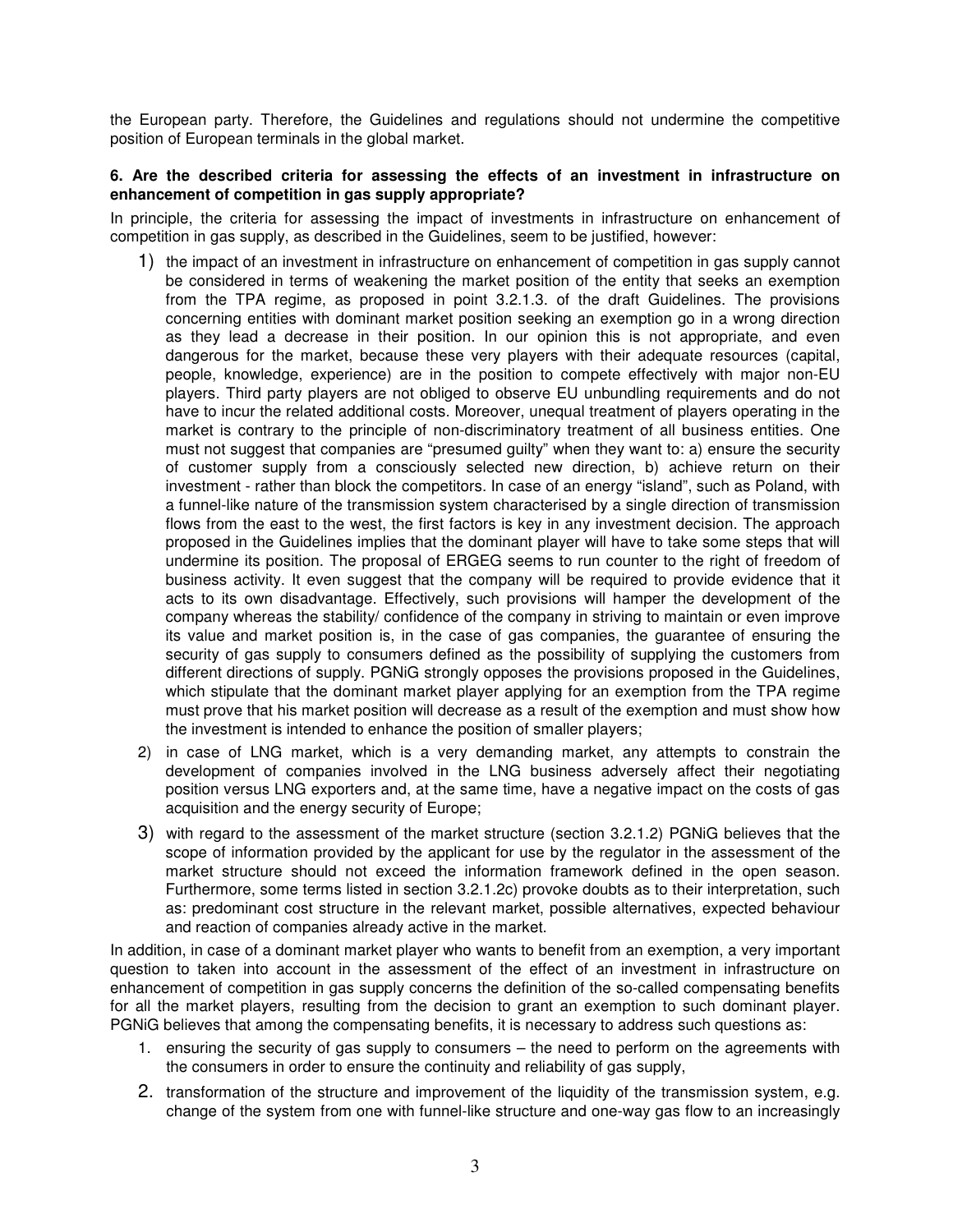the European party. Therefore, the Guidelines and regulations should not undermine the competitive position of European terminals in the global market.

**6. Are the described criteria for assessing the effects of an investment in infrastructure on enhancement of competition in gas supply appropriate?**

In principle, the criteria for assessing the impact of investments in infrastructure on enhancement of competition in gas supply, as described in the Guidelines, seem to be justified, however:

1) the impact of an investment in infrastructure on enhancement of competition in gas supply cannot be considered in terms of weakening the market position of the entity that seeks an exemption from the TPA regime, as proposed in point 3.2.1.3. of the draft Guidelines. The provisions concerning entities with dominant market position seeking an exemption go in a wrong direction as they lead a decrease in their position. In our opinion this is not appropriate, and even dangerous for the market, because these very players with their adequate resources (capital, people, knowledge, experience) are in the position to compete effectively with major non-EU players. Third party players are not obliged to observe EU unbundling requirements and do not have to incur the related additional costs. Moreover, unequal treatment of players operating in the market is contrary to the principle of non-discriminatory treatment of all business entities. One must not suggest that companies are "presumed guilty" when they want to: a) ensure the security of customer supply from a consciously selected new direction, b) achieve return on their investment - rather than block the competitors. In case of an energy "island", such as Poland, with a funnel-like nature of the transmission system characterised by a single direction of transmission flows from the east to the west, the first factors is key in any investment decision. The approach proposed in the Guidelines implies that the dominant player will have to take some steps that will undermine its position. The proposal of ERGEG seems to run counter to the right of freedom of business activity. It even suggest that the company will be required to provide evidence that it acts to its own disadvantage. Effectively, such provisions will hamper the development of the company whereas the stability/ confidence of the company in striving to maintain or even improve its value and market position is, in the case of gas companies, the guarantee of ensuring the security of gas supply to consumers defined as the possibility of supplying the customers from different directions of supply. PGNiG strongly opposes the provisions proposed in the Guidelines, which stipulate that the dominant market player applying for an exemption from the TPA regime must prove that his market position will decrease as a result of the exemption and must show how the investment is intended to enhance the position of smaller players;
2) in case of LNG market, which is a very demanding market, any attempts to constrain the development of companies involved in the LNG business adversely affect their negotiating position versus LNG exporters and, at the same time, have a negative impact on the costs of gas acquisition and the energy security of Europe;
3) with regard to the assessment of the market structure (section 3.2.1.2) PGNiG believes that the scope of information provided by the applicant for use by the regulator in the assessment of the market structure should not exceed the information framework defined in the open season. Furthermore, some terms listed in section 3.2.1.2c) provoke doubts as to their interpretation, such as: predominant cost structure in the relevant market, possible alternatives, expected behaviour and reaction of companies already active in the market.

In addition, in case of a dominant market player who wants to benefit from an exemption, a very important question to taken into account in the assessment of the effect of an investment in infrastructure on enhancement of competition in gas supply concerns the definition of the so-called compensating benefits for all the market players, resulting from the decision to grant an exemption to such dominant player. PGNiG believes that among the compensating benefits, it is necessary to address such questions as:

1. ensuring the security of gas supply to consumers – the need to perform on the agreements with the consumers in order to ensure the continuity and reliability of gas supply,
2. transformation of the structure and improvement of the liquidity of the transmission system, e.g. change of the system from one with funnel-like structure and one-way gas flow to an increasingly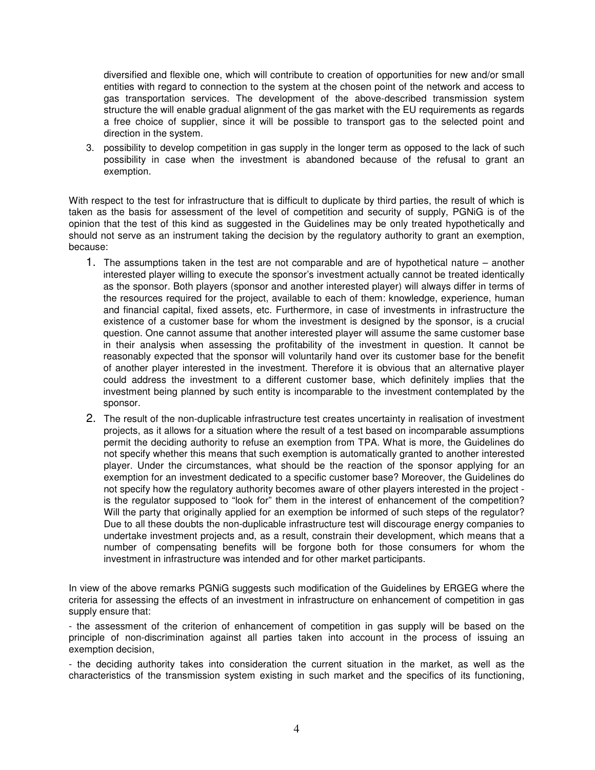diversified and flexible one, which will contribute to creation of opportunities for new and/or small entities with regard to connection to the system at the chosen point of the network and access to gas transportation services. The development of the above-described transmission system structure the will enable gradual alignment of the gas market with the EU requirements as regards a free choice of supplier, since it will be possible to transport gas to the selected point and direction in the system.

3. possibility to develop competition in gas supply in the longer term as opposed to the lack of such possibility in case when the investment is abandoned because of the refusal to grant an exemption.

With respect to the test for infrastructure that is difficult to duplicate by third parties, the result of which is taken as the basis for assessment of the level of competition and security of supply, PGNiG is of the opinion that the test of this kind as suggested in the Guidelines may be only treated hypothetically and should not serve as an instrument taking the decision by the regulatory authority to grant an exemption, because:

1. The assumptions taken in the test are not comparable and are of hypothetical nature – another interested player willing to execute the sponsor's investment actually cannot be treated identically as the sponsor. Both players (sponsor and another interested player) will always differ in terms of the resources required for the project, available to each of them: knowledge, experience, human and financial capital, fixed assets, etc. Furthermore, in case of investments in infrastructure the existence of a customer base for whom the investment is designed by the sponsor, is a crucial question. One cannot assume that another interested player will assume the same customer base in their analysis when assessing the profitability of the investment in question. It cannot be reasonably expected that the sponsor will voluntarily hand over its customer base for the benefit of another player interested in the investment. Therefore it is obvious that an alternative player could address the investment to a different customer base, which definitely implies that the investment being planned by such entity is incomparable to the investment contemplated by the sponsor.
2. The result of the non-duplicable infrastructure test creates uncertainty in realisation of investment projects, as it allows for a situation where the result of a test based on incomparable assumptions permit the deciding authority to refuse an exemption from TPA. What is more, the Guidelines do not specify whether this means that such exemption is automatically granted to another interested player. Under the circumstances, what should be the reaction of the sponsor applying for an exemption for an investment dedicated to a specific customer base? Moreover, the Guidelines do not specify how the regulatory authority becomes aware of other players interested in the project - is the regulator supposed to "look for" them in the interest of enhancement of the competition? Will the party that originally applied for an exemption be informed of such steps of the regulator? Due to all these doubts the non-duplicable infrastructure test will discourage energy companies to undertake investment projects and, as a result, constrain their development, which means that a number of compensating benefits will be forgone both for those consumers for whom the investment in infrastructure was intended and for other market participants.

In view of the above remarks PGNiG suggests such modification of the Guidelines by ERGEG where the criteria for assessing the effects of an investment in infrastructure on enhancement of competition in gas supply ensure that:

- the assessment of the criterion of enhancement of competition in gas supply will be based on the principle of non-discrimination against all parties taken into account in the process of issuing an exemption decision,

- the deciding authority takes into consideration the current situation in the market, as well as the characteristics of the transmission system existing in such market and the specifics of its functioning,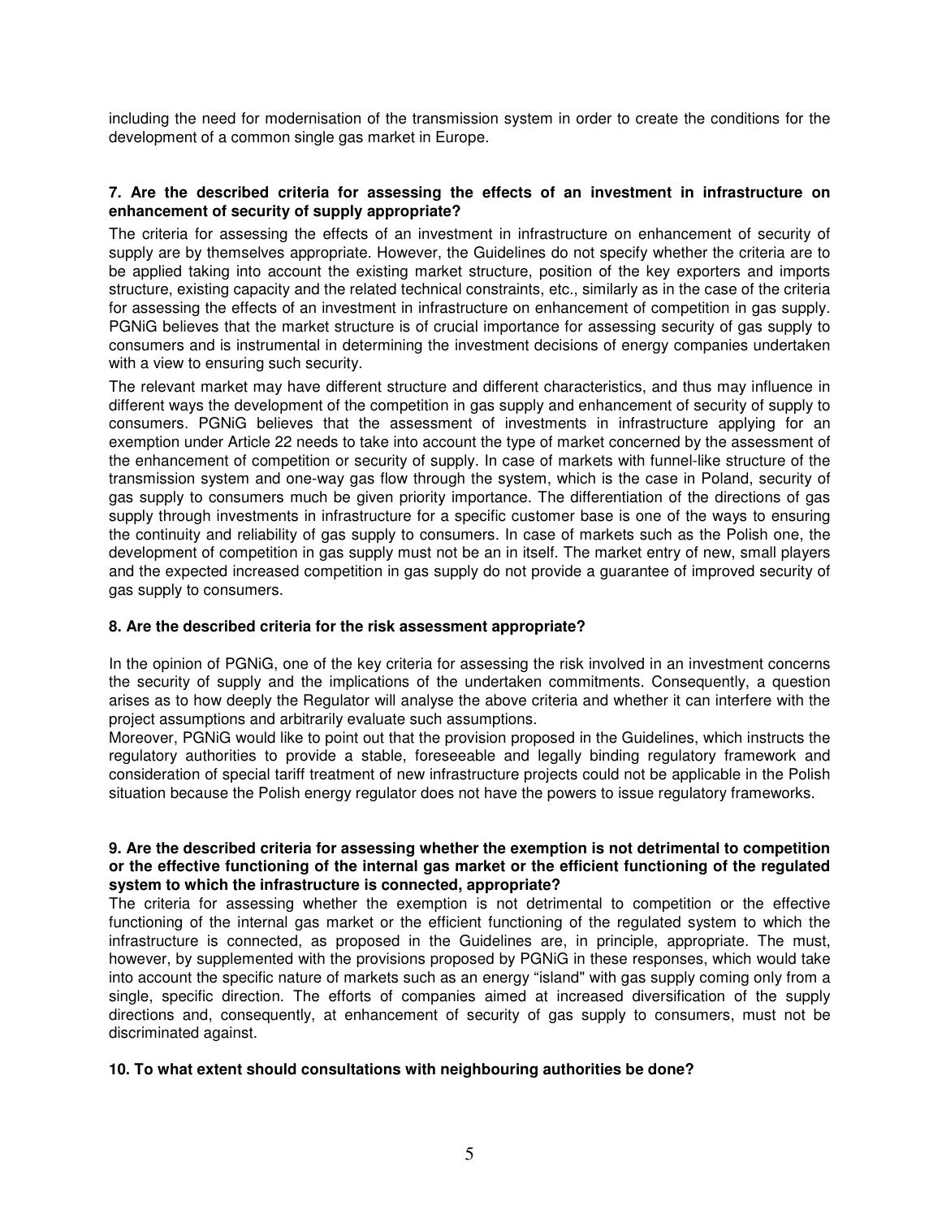including the need for modernisation of the transmission system in order to create the conditions for the development of a common single gas market in Europe.

**7. Are the described criteria for assessing the effects of an investment in infrastructure on enhancement of security of supply appropriate?**

The criteria for assessing the effects of an investment in infrastructure on enhancement of security of supply are by themselves appropriate. However, the Guidelines do not specify whether the criteria are to be applied taking into account the existing market structure, position of the key exporters and imports structure, existing capacity and the related technical constraints, etc., similarly as in the case of the criteria for assessing the effects of an investment in infrastructure on enhancement of competition in gas supply. PGNiG believes that the market structure is of crucial importance for assessing security of gas supply to consumers and is instrumental in determining the investment decisions of energy companies undertaken with a view to ensuring such security.

The relevant market may have different structure and different characteristics, and thus may influence in different ways the development of the competition in gas supply and enhancement of security of supply to consumers. PGNiG believes that the assessment of investments in infrastructure applying for an exemption under Article 22 needs to take into account the type of market concerned by the assessment of the enhancement of competition or security of supply. In case of markets with funnel-like structure of the transmission system and one-way gas flow through the system, which is the case in Poland, security of gas supply to consumers much be given priority importance. The differentiation of the directions of gas supply through investments in infrastructure for a specific customer base is one of the ways to ensuring the continuity and reliability of gas supply to consumers. In case of markets such as the Polish one, the development of competition in gas supply must not be an in itself. The market entry of new, small players and the expected increased competition in gas supply do not provide a guarantee of improved security of gas supply to consumers.

**8. Are the described criteria for the risk assessment appropriate?**

In the opinion of PGNiG, one of the key criteria for assessing the risk involved in an investment concerns the security of supply and the implications of the undertaken commitments. Consequently, a question arises as to how deeply the Regulator will analyse the above criteria and whether it can interfere with the project assumptions and arbitrarily evaluate such assumptions.

Moreover, PGNiG would like to point out that the provision proposed in the Guidelines, which instructs the regulatory authorities to provide a stable, foreseeable and legally binding regulatory framework and consideration of special tariff treatment of new infrastructure projects could not be applicable in the Polish situation because the Polish energy regulator does not have the powers to issue regulatory frameworks.

**9. Are the described criteria for assessing whether the exemption is not detrimental to competition or the effective functioning of the internal gas market or the efficient functioning of the regulated system to which the infrastructure is connected, appropriate?**

The criteria for assessing whether the exemption is not detrimental to competition or the effective functioning of the internal gas market or the efficient functioning of the regulated system to which the infrastructure is connected, as proposed in the Guidelines are, in principle, appropriate. The must, however, by supplemented with the provisions proposed by PGNiG in these responses, which would take into account the specific nature of markets such as an energy "island" with gas supply coming only from a single, specific direction. The efforts of companies aimed at increased diversification of the supply directions and, consequently, at enhancement of security of gas supply to consumers, must not be discriminated against.

**10. To what extent should consultations with neighbouring authorities be done?**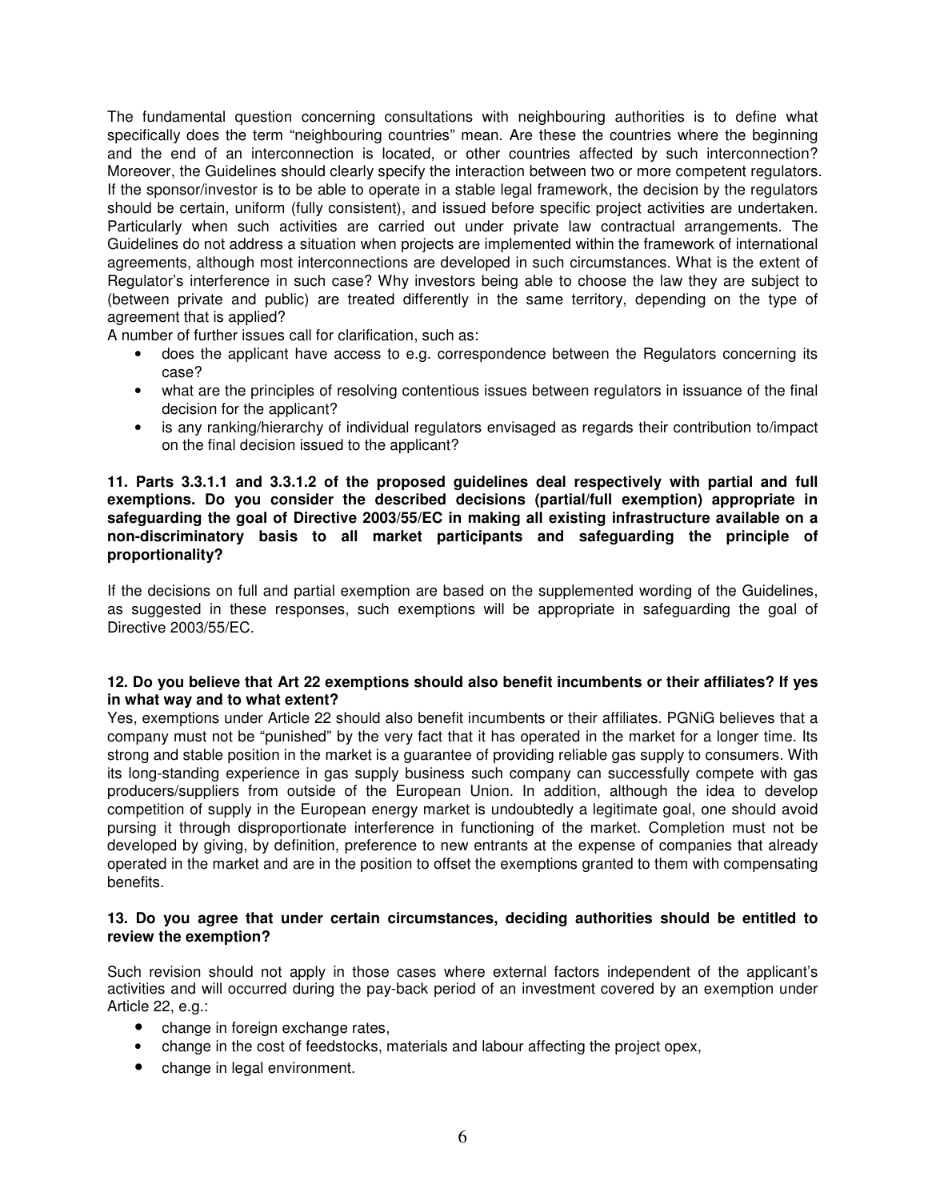The fundamental question concerning consultations with neighbouring authorities is to define what specifically does the term "neighbouring countries" mean. Are these the countries where the beginning and the end of an interconnection is located, or other countries affected by such interconnection? Moreover, the Guidelines should clearly specify the interaction between two or more competent regulators. If the sponsor/investor is to be able to operate in a stable legal framework, the decision by the regulators should be certain, uniform (fully consistent), and issued before specific project activities are undertaken. Particularly when such activities are carried out under private law contractual arrangements. The Guidelines do not address a situation when projects are implemented within the framework of international agreements, although most interconnections are developed in such circumstances. What is the extent of Regulator's interference in such case? Why investors being able to choose the law they are subject to (between private and public) are treated differently in the same territory, depending on the type of agreement that is applied?

A number of further issues call for clarification, such as:

- does the applicant have access to e.g. correspondence between the Regulators concerning its case?
- what are the principles of resolving contentious issues between regulators in issuance of the final decision for the applicant?
- is any ranking/hierarchy of individual regulators envisaged as regards their contribution to/impact on the final decision issued to the applicant?

**11. Parts 3.3.1.1 and 3.3.1.2 of the proposed guidelines deal respectively with partial and full exemptions. Do you consider the described decisions (partial/full exemption) appropriate in safeguarding the goal of Directive 2003/55/EC in making all existing infrastructure available on a non-discriminatory basis to all market participants and safeguarding the principle of proportionality?**

If the decisions on full and partial exemption are based on the supplemented wording of the Guidelines, as suggested in these responses, such exemptions will be appropriate in safeguarding the goal of Directive 2003/55/EC.

**12. Do you believe that Art 22 exemptions should also benefit incumbents or their affiliates? If yes in what way and to what extent?**

Yes, exemptions under Article 22 should also benefit incumbents or their affiliates. PGNiG believes that a company must not be "punished" by the very fact that it has operated in the market for a longer time. Its strong and stable position in the market is a guarantee of providing reliable gas supply to consumers. With its long-standing experience in gas supply business such company can successfully compete with gas producers/suppliers from outside of the European Union. In addition, although the idea to develop competition of supply in the European energy market is undoubtedly a legitimate goal, one should avoid pursing it through disproportionate interference in functioning of the market. Completion must not be developed by giving, by definition, preference to new entrants at the expense of companies that already operated in the market and are in the position to offset the exemptions granted to them with compensating benefits.

**13. Do you agree that under certain circumstances, deciding authorities should be entitled to review the exemption?**

Such revision should not apply in those cases where external factors independent of the applicant's activities and will occurred during the pay-back period of an investment covered by an exemption under Article 22, e.g.:

- change in foreign exchange rates,
- change in the cost of feedstocks, materials and labour affecting the project opex,
- change in legal environment.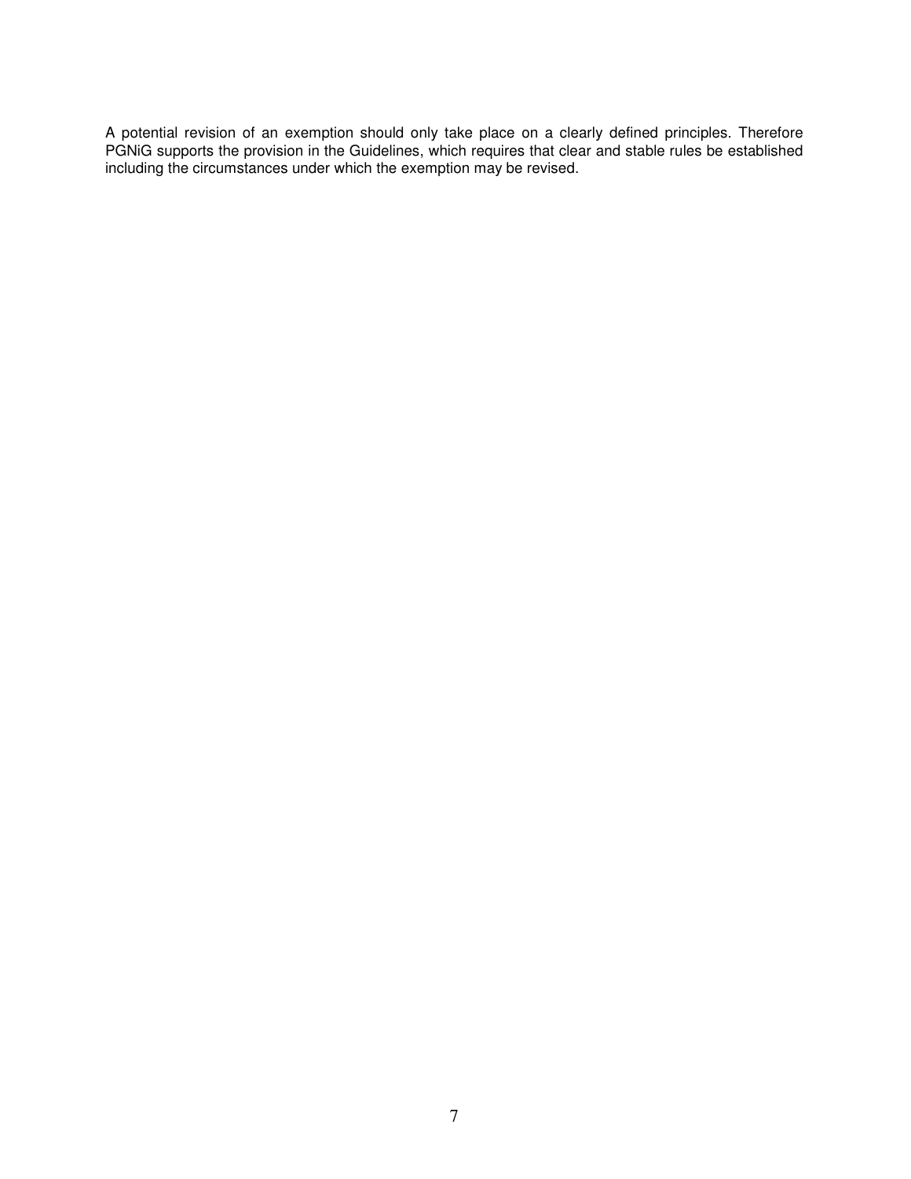A potential revision of an exemption should only take place on a clearly defined principles. Therefore PGNiG supports the provision in the Guidelines, which requires that clear and stable rules be established including the circumstances under which the exemption may be revised.